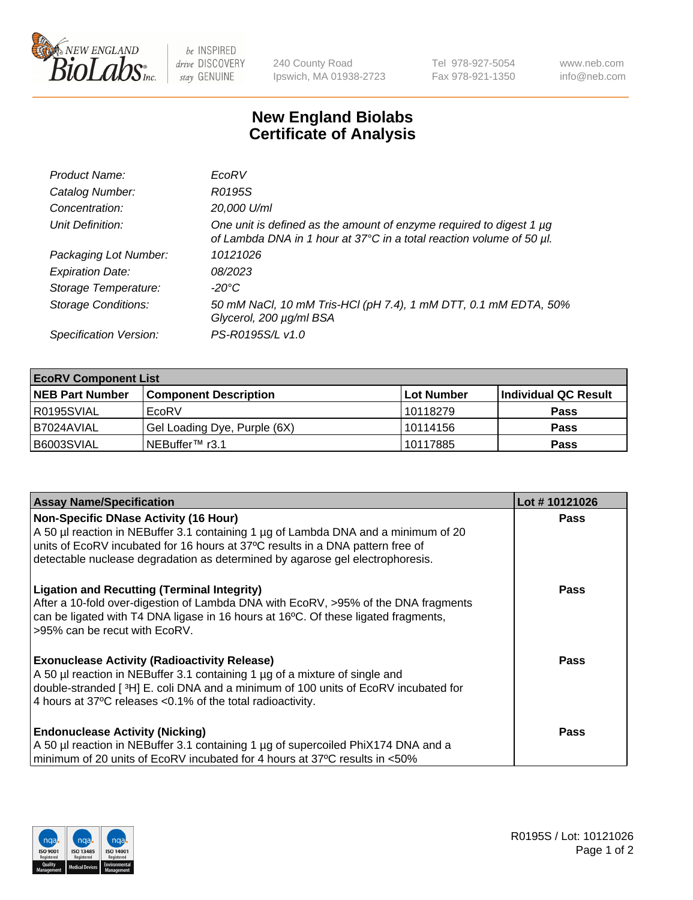NEW ENGLAND BioLabs Inc. — be INSPIRED drive DISCOVERY stay GENUINE

240 County Road
Ipswich, MA 01938-2723

Tel 978-927-5054
Fax 978-921-1350

www.neb.com
info@neb.com

# New England Biolabs
# Certificate of Analysis

| | |
|---|---|
| *Product Name:* | *EcoRV* |
| *Catalog Number:* | *R0195S* |
| *Concentration:* | *20,000 U/ml* |
| *Unit Definition:* | *One unit is defined as the amount of enzyme required to digest 1 µg of Lambda DNA in 1 hour at 37°C in a total reaction volume of 50 µl.* |
| *Packaging Lot Number:* | *10121026* |
| *Expiration Date:* | *08/2023* |
| *Storage Temperature:* | *-20°C* |
| *Storage Conditions:* | *50 mM NaCl, 10 mM Tris-HCl (pH 7.4), 1 mM DTT, 0.1 mM EDTA, 50% Glycerol, 200 µg/ml BSA* |
| *Specification Version:* | *PS-R0195S/L v1.0* |

| **EcoRV Component List** | | | |
|---|---|---|---|
| **NEB Part Number** | **Component Description** | **Lot Number** | **Individual QC Result** |
| R0195SVIAL | EcoRV | 10118279 | **Pass** |
| B7024AVIAL | Gel Loading Dye, Purple (6X) | 10114156 | **Pass** |
| B6003SVIAL | NEBuffer™ r3.1 | 10117885 | **Pass** |

| **Assay Name/Specification** | **Lot # 10121026** |
|---|---|
| **Non-Specific DNase Activity (16 Hour)**<br>A 50 µl reaction in NEBuffer 3.1 containing 1 µg of Lambda DNA and a minimum of 20 units of EcoRV incubated for 16 hours at 37ºC results in a DNA pattern free of detectable nuclease degradation as determined by agarose gel electrophoresis. | **Pass** |
| **Ligation and Recutting (Terminal Integrity)**<br>After a 10-fold over-digestion of Lambda DNA with EcoRV, >95% of the DNA fragments can be ligated with T4 DNA ligase in 16 hours at 16ºC. Of these ligated fragments, >95% can be recut with EcoRV. | **Pass** |
| **Exonuclease Activity (Radioactivity Release)**<br>A 50 µl reaction in NEBuffer 3.1 containing 1 µg of a mixture of single and double-stranded [ $^3$H] E. coli DNA and a minimum of 100 units of EcoRV incubated for 4 hours at 37ºC releases <0.1% of the total radioactivity. | **Pass** |
| **Endonuclease Activity (Nicking)**<br>A 50 µl reaction in NEBuffer 3.1 containing 1 µg of supercoiled PhiX174 DNA and a minimum of 20 units of EcoRV incubated for 4 hours at 37ºC results in <50% | **Pass** |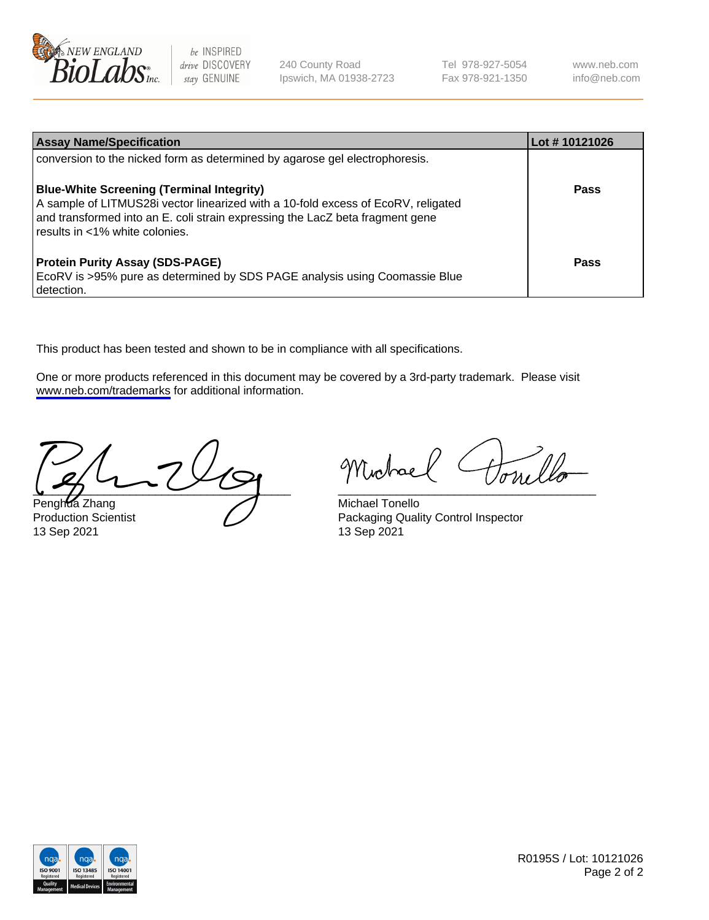| Assay Name/Specification | Lot # 10121026 |
|---|---|
| conversion to the nicked form as determined by agarose gel electrophoresis. | |
| **Blue-White Screening (Terminal Integrity)**<br>A sample of LITMUS28i vector linearized with a 10-fold excess of EcoRV, religated and transformed into an E. coli strain expressing the LacZ beta fragment gene results in <1% white colonies. | **Pass** |
| **Protein Purity Assay (SDS-PAGE)**<br>EcoRV is >95% pure as determined by SDS PAGE analysis using Coomassie Blue detection. | **Pass** |

This product has been tested and shown to be in compliance with all specifications.

One or more products referenced in this document may be covered by a 3rd-party trademark. Please visit www.neb.com/trademarks for additional information.

Penghua Zhang
Production Scientist
13 Sep 2021

Michael Tonello
Packaging Quality Control Inspector
13 Sep 2021

R0195S / Lot: 10121026